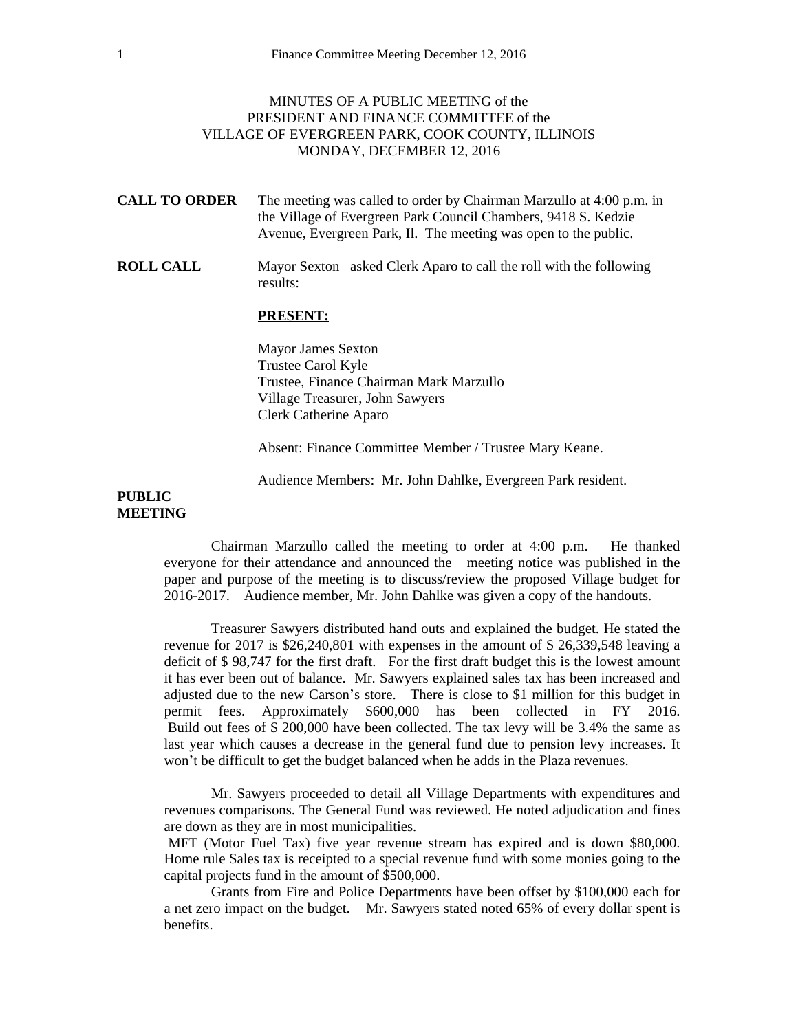MINUTES OF A PUBLIC MEETING of the
PRESIDENT AND FINANCE COMMITTEE of the
VILLAGE OF EVERGREEN PARK, COOK COUNTY, ILLINOIS
MONDAY, DECEMBER 12, 2016

**CALL TO ORDER** The meeting was called to order by Chairman Marzullo at 4:00 p.m. in the Village of Evergreen Park Council Chambers, 9418 S. Kedzie Avenue, Evergreen Park, Il. The meeting was open to the public.

**ROLL CALL** Mayor Sexton asked Clerk Aparo to call the roll with the following results:

**PRESENT:**

Mayor James Sexton
Trustee Carol Kyle
Trustee, Finance Chairman Mark Marzullo
Village Treasurer, John Sawyers
Clerk Catherine Aparo

Absent: Finance Committee Member / Trustee Mary Keane.

Audience Members: Mr. John Dahlke, Evergreen Park resident.

**PUBLIC MEETING**

Chairman Marzullo called the meeting to order at 4:00 p.m. He thanked everyone for their attendance and announced the meeting notice was published in the paper and purpose of the meeting is to discuss/review the proposed Village budget for 2016-2017. Audience member, Mr. John Dahlke was given a copy of the handouts.

Treasurer Sawyers distributed hand outs and explained the budget. He stated the revenue for 2017 is $26,240,801 with expenses in the amount of $ 26,339,548 leaving a deficit of $ 98,747 for the first draft. For the first draft budget this is the lowest amount it has ever been out of balance. Mr. Sawyers explained sales tax has been increased and adjusted due to the new Carson's store. There is close to $1 million for this budget in permit fees. Approximately $600,000 has been collected in FY 2016. Build out fees of $ 200,000 have been collected. The tax levy will be 3.4% the same as last year which causes a decrease in the general fund due to pension levy increases. It won't be difficult to get the budget balanced when he adds in the Plaza revenues.

Mr. Sawyers proceeded to detail all Village Departments with expenditures and revenues comparisons. The General Fund was reviewed. He noted adjudication and fines are down as they are in most municipalities.

MFT (Motor Fuel Tax) five year revenue stream has expired and is down $80,000. Home rule Sales tax is receipted to a special revenue fund with some monies going to the capital projects fund in the amount of $500,000.

Grants from Fire and Police Departments have been offset by $100,000 each for a net zero impact on the budget. Mr. Sawyers stated noted 65% of every dollar spent is benefits.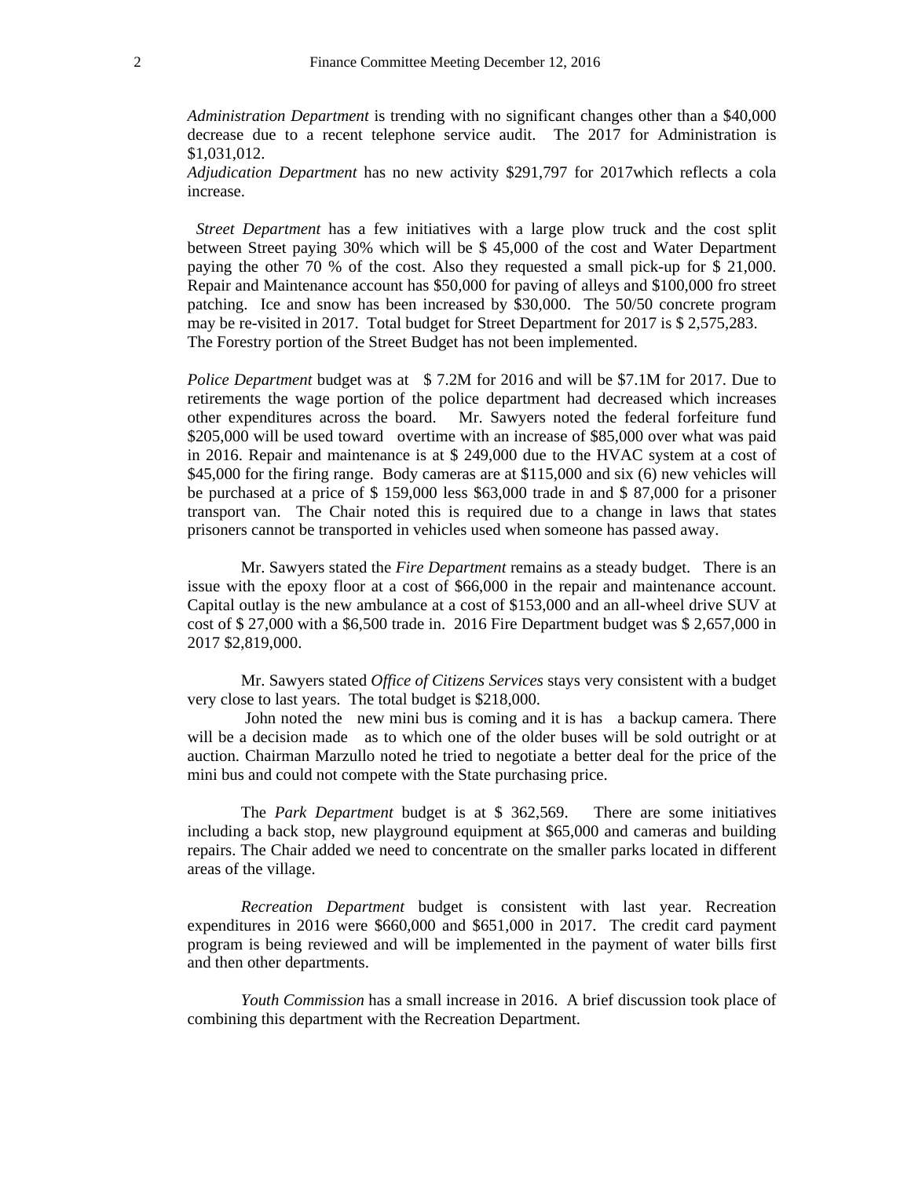*Administration Department* is trending with no significant changes other than a $40,000 decrease due to a recent telephone service audit. The 2017 for Administration is $1,031,012.

*Adjudication Department* has no new activity $291,797 for 2017which reflects a cola increase.

*Street Department* has a few initiatives with a large plow truck and the cost split between Street paying 30% which will be $ 45,000 of the cost and Water Department paying the other 70 % of the cost. Also they requested a small pick-up for $ 21,000. Repair and Maintenance account has $50,000 for paving of alleys and $100,000 fro street patching. Ice and snow has been increased by $30,000. The 50/50 concrete program may be re-visited in 2017. Total budget for Street Department for 2017 is $ 2,575,283. The Forestry portion of the Street Budget has not been implemented.

*Police Department* budget was at $ 7.2M for 2016 and will be $7.1M for 2017. Due to retirements the wage portion of the police department had decreased which increases other expenditures across the board. Mr. Sawyers noted the federal forfeiture fund $205,000 will be used toward overtime with an increase of $85,000 over what was paid in 2016. Repair and maintenance is at $ 249,000 due to the HVAC system at a cost of $45,000 for the firing range. Body cameras are at $115,000 and six (6) new vehicles will be purchased at a price of $ 159,000 less $63,000 trade in and $ 87,000 for a prisoner transport van. The Chair noted this is required due to a change in laws that states prisoners cannot be transported in vehicles used when someone has passed away.

Mr. Sawyers stated the *Fire Department* remains as a steady budget. There is an issue with the epoxy floor at a cost of $66,000 in the repair and maintenance account. Capital outlay is the new ambulance at a cost of $153,000 and an all-wheel drive SUV at cost of $ 27,000 with a $6,500 trade in. 2016 Fire Department budget was $ 2,657,000 in 2017 $2,819,000.

Mr. Sawyers stated *Office of Citizens Services* stays very consistent with a budget very close to last years. The total budget is $218,000.

John noted the new mini bus is coming and it is has a backup camera. There will be a decision made as to which one of the older buses will be sold outright or at auction. Chairman Marzullo noted he tried to negotiate a better deal for the price of the mini bus and could not compete with the State purchasing price.

The *Park Department* budget is at $ 362,569. There are some initiatives including a back stop, new playground equipment at $65,000 and cameras and building repairs. The Chair added we need to concentrate on the smaller parks located in different areas of the village.

*Recreation Department* budget is consistent with last year. Recreation expenditures in 2016 were $660,000 and $651,000 in 2017. The credit card payment program is being reviewed and will be implemented in the payment of water bills first and then other departments.

*Youth Commission* has a small increase in 2016. A brief discussion took place of combining this department with the Recreation Department.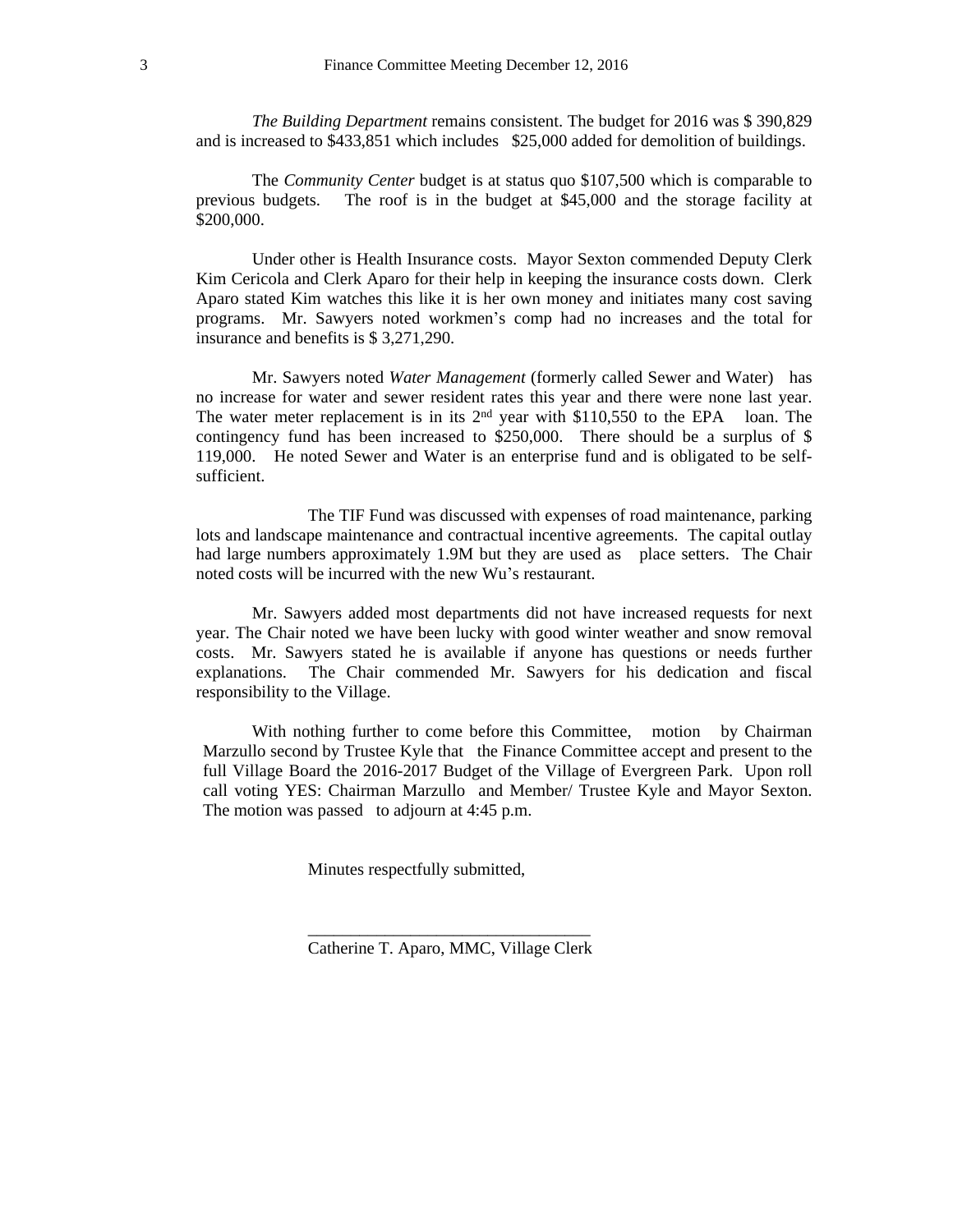*The Building Department* remains consistent. The budget for 2016 was $ 390,829 and is increased to $433,851 which includes $25,000 added for demolition of buildings.

The *Community Center* budget is at status quo $107,500 which is comparable to previous budgets. The roof is in the budget at $45,000 and the storage facility at $200,000.

Under other is Health Insurance costs. Mayor Sexton commended Deputy Clerk Kim Cericola and Clerk Aparo for their help in keeping the insurance costs down. Clerk Aparo stated Kim watches this like it is her own money and initiates many cost saving programs. Mr. Sawyers noted workmen's comp had no increases and the total for insurance and benefits is $ 3,271,290.

Mr. Sawyers noted *Water Management* (formerly called Sewer and Water) has no increase for water and sewer resident rates this year and there were none last year. The water meter replacement is in its 2nd year with $110,550 to the EPA loan. The contingency fund has been increased to $250,000. There should be a surplus of $ 119,000. He noted Sewer and Water is an enterprise fund and is obligated to be self-sufficient.

The TIF Fund was discussed with expenses of road maintenance, parking lots and landscape maintenance and contractual incentive agreements. The capital outlay had large numbers approximately 1.9M but they are used as place setters. The Chair noted costs will be incurred with the new Wu's restaurant.

Mr. Sawyers added most departments did not have increased requests for next year. The Chair noted we have been lucky with good winter weather and snow removal costs. Mr. Sawyers stated he is available if anyone has questions or needs further explanations. The Chair commended Mr. Sawyers for his dedication and fiscal responsibility to the Village.

With nothing further to come before this Committee, motion by Chairman Marzullo second by Trustee Kyle that the Finance Committee accept and present to the full Village Board the 2016-2017 Budget of the Village of Evergreen Park. Upon roll call voting YES: Chairman Marzullo and Member/ Trustee Kyle and Mayor Sexton. The motion was passed to adjourn at 4:45 p.m.

Minutes respectfully submitted,

___________________________________
Catherine T. Aparo, MMC, Village Clerk